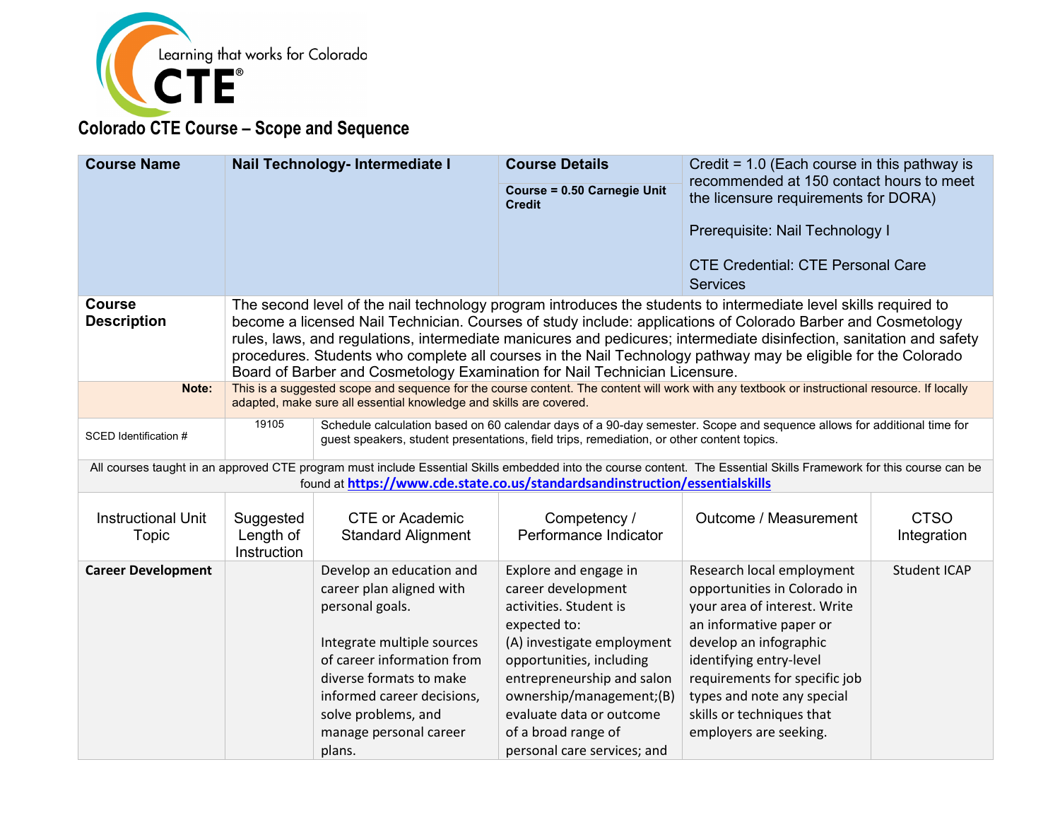Learning that works for Colorado

CTE

## Colorado CTE Course – Scope and Sequence

| Course Name | Nail Technology- Intermediate I | Course Details<br><br>Course = 0.50 Carnegie Unit Credit | Credit = 1.0 (Each course in this pathway is recommended at 150 contact hours to meet the licensure requirements for DORA)<br><br>Prerequisite: Nail Technology I<br><br>CTE Credential: CTE Personal Care Services |
|---|---|---|---|
| **Course Description** | The second level of the nail technology program introduces the students to intermediate level skills required to become a licensed Nail Technician. Courses of study include: applications of Colorado Barber and Cosmetology rules, laws, and regulations, intermediate manicures and pedicures; intermediate disinfection, sanitation and safety procedures. Students who complete all courses in the Nail Technology pathway may be eligible for the Colorado Board of Barber and Cosmetology Examination for Nail Technician Licensure. | | |
| **Note:** | This is a suggested scope and sequence for the course content. The content will work with any textbook or instructional resource. If locally adapted, make sure all essential knowledge and skills are covered. | | |
| SCED Identification # | 19105 | Schedule calculation based on 60 calendar days of a 90-day semester. Scope and sequence allows for additional time for guest speakers, student presentations, field trips, remediation, or other content topics. | |

All courses taught in an approved CTE program must include Essential Skills embedded into the course content. The Essential Skills Framework for this course can be found at **https://www.cde.state.co.us/standardsandinstruction/essentialskills**

| Instructional Unit Topic | Suggested Length of Instruction | CTE or Academic Standard Alignment | Competency / Performance Indicator | Outcome / Measurement | CTSO Integration |
|---|---|---|---|---|---|
| **Career Development** | | Develop an education and career plan aligned with personal goals.<br><br>Integrate multiple sources of career information from diverse formats to make informed career decisions, solve problems, and manage personal career plans. | Explore and engage in career development activities. Student is expected to:<br>(A) investigate employment opportunities, including entrepreneurship and salon ownership/management;(B) evaluate data or outcome of a broad range of personal care services; and | Research local employment opportunities in Colorado in your area of interest. Write an informative paper or develop an infographic identifying entry-level requirements for specific job types and note any special skills or techniques that employers are seeking. | Student ICAP |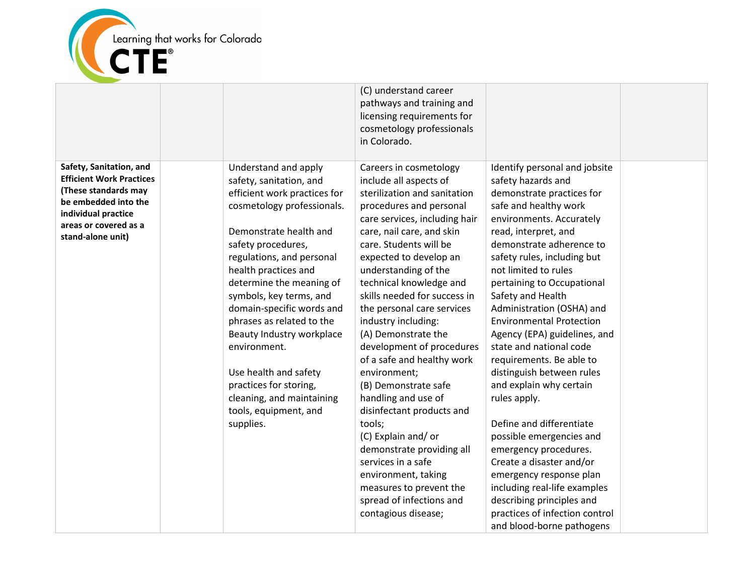| | | | | | |
|---|---|---|---|---|---|
| | | | (C) understand career pathways and training and licensing requirements for cosmetology professionals in Colorado. | | |
| **Safety, Sanitation, and Efficient Work Practices (These standards may be embedded into the individual practice areas or covered as a stand-alone unit)** | | Understand and apply safety, sanitation, and efficient work practices for cosmetology professionals.<br><br>Demonstrate health and safety procedures, regulations, and personal health practices and determine the meaning of symbols, key terms, and domain-specific words and phrases as related to the Beauty Industry workplace environment.<br><br>Use health and safety practices for storing, cleaning, and maintaining tools, equipment, and supplies. | Careers in cosmetology include all aspects of sterilization and sanitation procedures and personal care services, including hair care, nail care, and skin care. Students will be expected to develop an understanding of the technical knowledge and skills needed for success in the personal care services industry including:<br>(A) Demonstrate the development of procedures of a safe and healthy work environment;<br>(B) Demonstrate safe handling and use of disinfectant products and tools;<br>(C) Explain and/ or demonstrate providing all services in a safe environment, taking measures to prevent the spread of infections and contagious disease; | Identify personal and jobsite safety hazards and demonstrate practices for safe and healthy work environments. Accurately read, interpret, and demonstrate adherence to safety rules, including but not limited to rules pertaining to Occupational Safety and Health Administration (OSHA) and Environmental Protection Agency (EPA) guidelines, and state and national code requirements. Be able to distinguish between rules and explain why certain rules apply.<br><br>Define and differentiate possible emergencies and emergency procedures. Create a disaster and/or emergency response plan including real-life examples describing principles and practices of infection control and blood-borne pathogens | |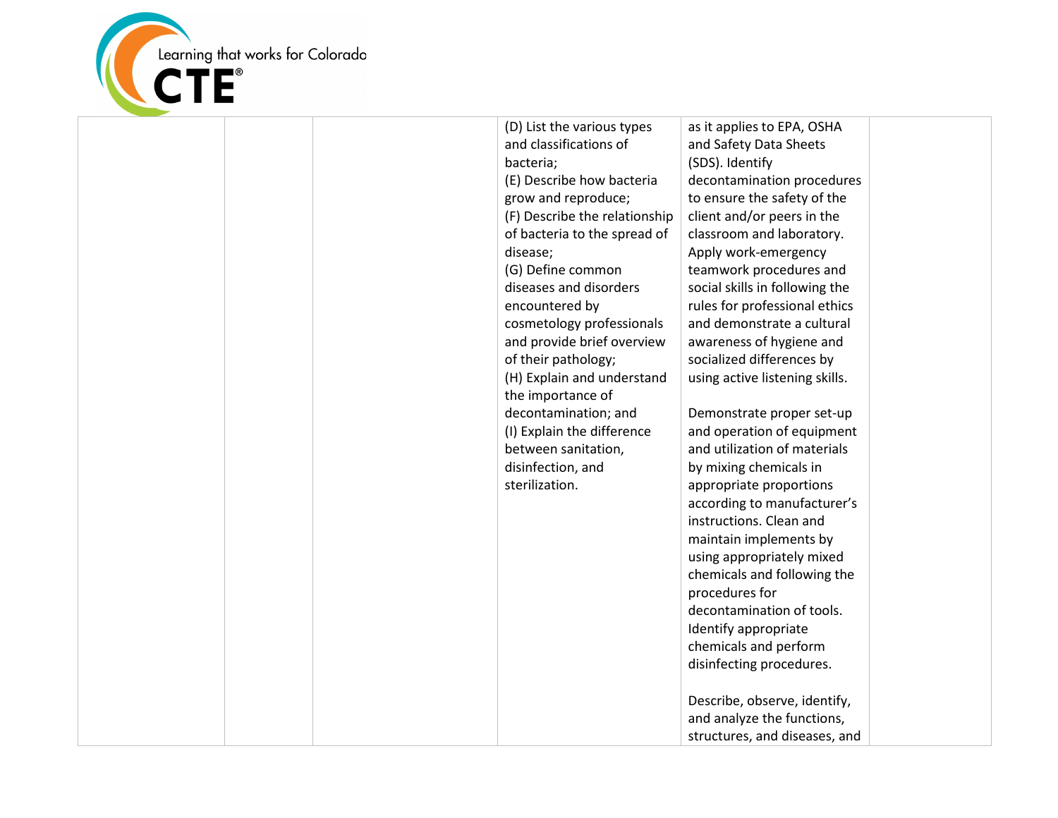|  |  |  | (D) List the various types and classifications of bacteria;<br>(E) Describe how bacteria grow and reproduce;<br>(F) Describe the relationship of bacteria to the spread of disease;<br>(G) Define common diseases and disorders encountered by cosmetology professionals and provide brief overview of their pathology;<br>(H) Explain and understand the importance of decontamination; and<br>(I) Explain the difference between sanitation, disinfection, and sterilization. | as it applies to EPA, OSHA and Safety Data Sheets (SDS). Identify decontamination procedures to ensure the safety of the client and/or peers in the classroom and laboratory. Apply work-emergency teamwork procedures and social skills in following the rules for professional ethics and demonstrate a cultural awareness of hygiene and socialized differences by using active listening skills.<br><br>Demonstrate proper set-up and operation of equipment and utilization of materials by mixing chemicals in appropriate proportions according to manufacturer's instructions. Clean and maintain implements by using appropriately mixed chemicals and following the procedures for decontamination of tools. Identify appropriate chemicals and perform disinfecting procedures.<br><br>Describe, observe, identify, and analyze the functions, structures, and diseases, and |  |
|---|---|---|---|---|---|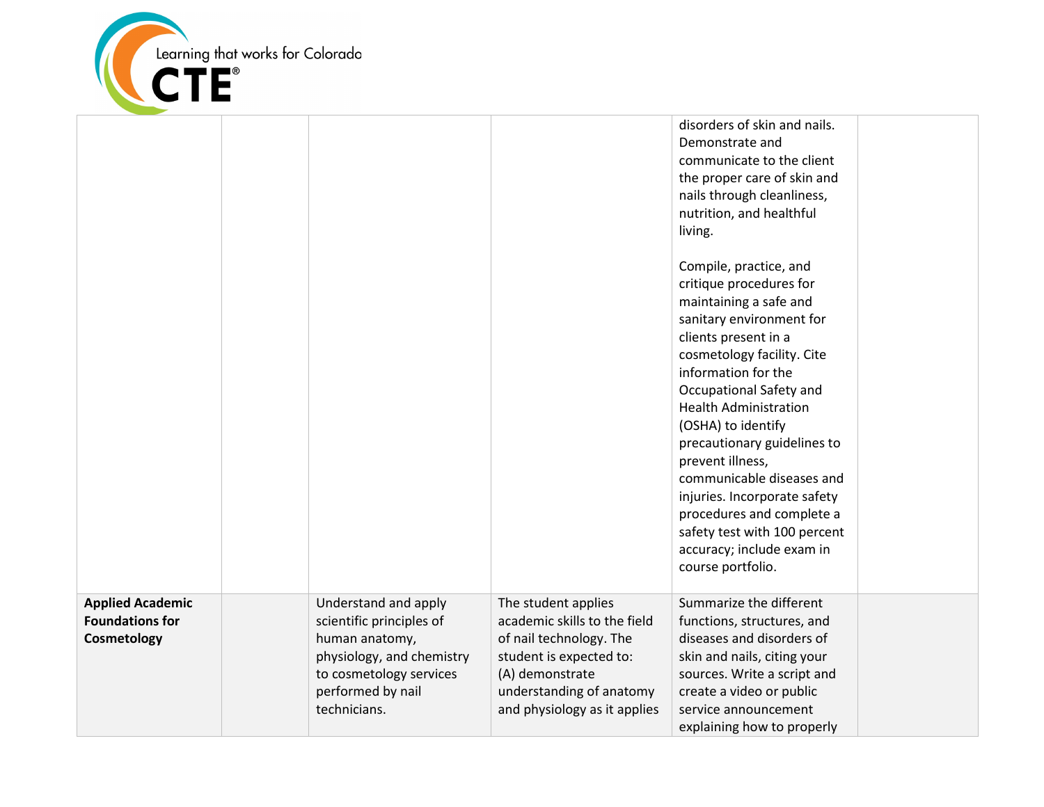| | | | | | |
|---|---|---|---|---|---|
| | | | | disorders of skin and nails. Demonstrate and communicate to the client the proper care of skin and nails through cleanliness, nutrition, and healthful living.<br><br>Compile, practice, and critique procedures for maintaining a safe and sanitary environment for clients present in a cosmetology facility. Cite information for the Occupational Safety and Health Administration (OSHA) to identify precautionary guidelines to prevent illness, communicable diseases and injuries. Incorporate safety procedures and complete a safety test with 100 percent accuracy; include exam in course portfolio. | |
| **Applied Academic Foundations for Cosmetology** | | Understand and apply scientific principles of human anatomy, physiology, and chemistry to cosmetology services performed by nail technicians. | The student applies academic skills to the field of nail technology. The student is expected to: (A) demonstrate understanding of anatomy and physiology as it applies | Summarize the different functions, structures, and diseases and disorders of skin and nails, citing your sources. Write a script and create a video or public service announcement explaining how to properly | |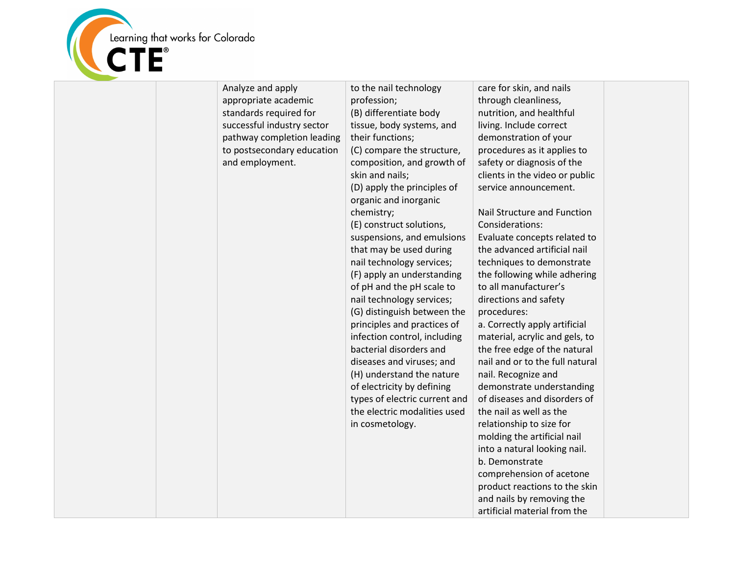| | | | | | |
|---|---|---|---|---|---|
| | | Analyze and apply appropriate academic standards required for successful industry sector pathway completion leading to postsecondary education and employment. | to the nail technology profession;<br>(B) differentiate body tissue, body systems, and their functions;<br>(C) compare the structure, composition, and growth of skin and nails;<br>(D) apply the principles of organic and inorganic chemistry;<br>(E) construct solutions, suspensions, and emulsions that may be used during nail technology services;<br>(F) apply an understanding of pH and the pH scale to nail technology services;<br>(G) distinguish between the principles and practices of infection control, including bacterial disorders and diseases and viruses; and<br>(H) understand the nature of electricity by defining types of electric current and the electric modalities used in cosmetology. | care for skin, and nails through cleanliness, nutrition, and healthful living. Include correct demonstration of your procedures as it applies to safety or diagnosis of the clients in the video or public service announcement.<br><br>Nail Structure and Function Considerations:<br>Evaluate concepts related to the advanced artificial nail techniques to demonstrate the following while adhering to all manufacturer's directions and safety procedures:<br>a. Correctly apply artificial material, acrylic and gels, to the free edge of the natural nail and or to the full natural nail. Recognize and demonstrate understanding of diseases and disorders of the nail as well as the relationship to size for molding the artificial nail into a natural looking nail.<br>b. Demonstrate comprehension of acetone product reactions to the skin and nails by removing the artificial material from the | |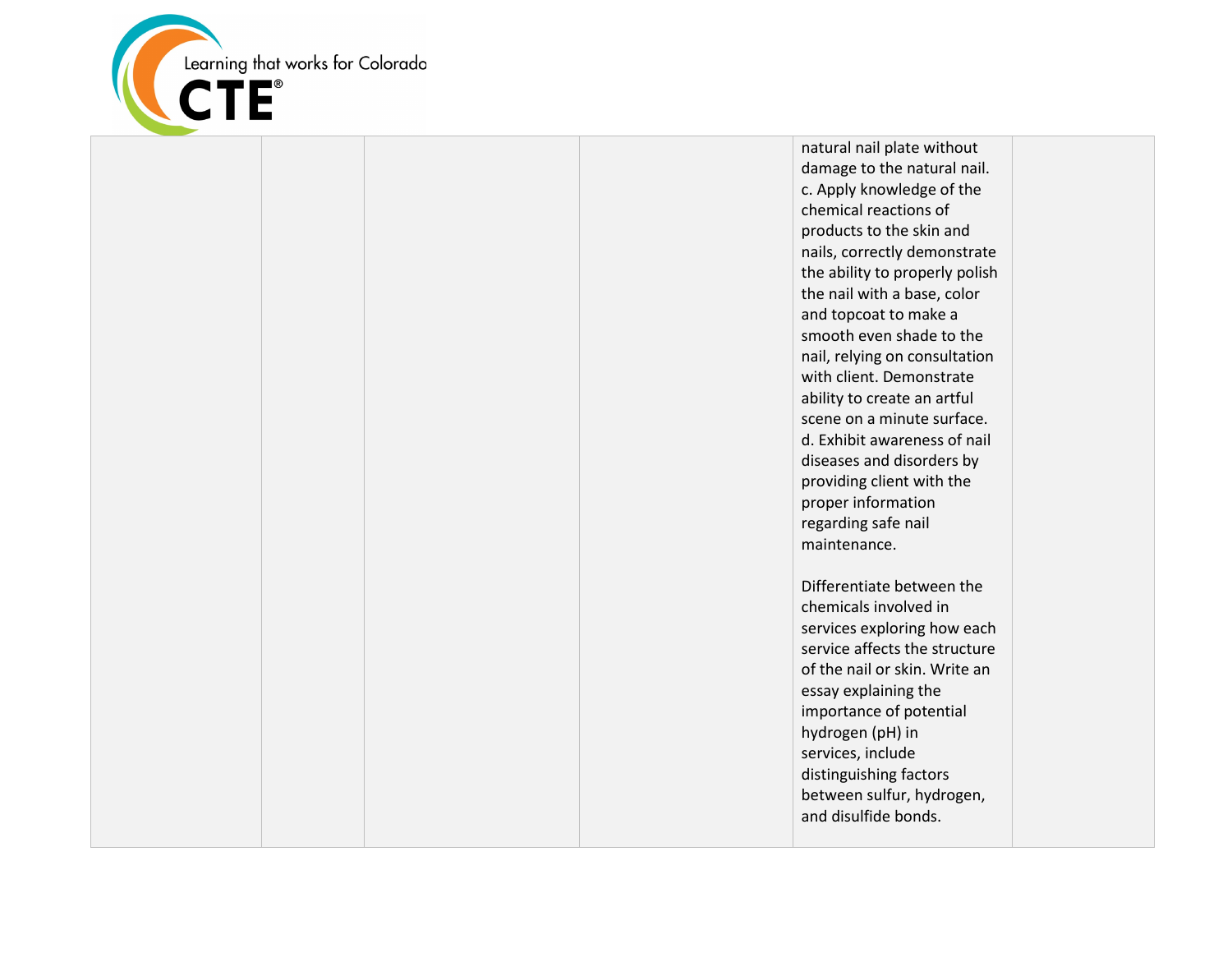| | | | | | |
|---|---|---|---|---|---|
| | | | | natural nail plate without damage to the natural nail.<br>c. Apply knowledge of the chemical reactions of products to the skin and nails, correctly demonstrate the ability to properly polish the nail with a base, color and topcoat to make a smooth even shade to the nail, relying on consultation with client. Demonstrate ability to create an artful scene on a minute surface.<br>d. Exhibit awareness of nail diseases and disorders by providing client with the proper information regarding safe nail maintenance.<br><br>Differentiate between the chemicals involved in services exploring how each service affects the structure of the nail or skin. Write an essay explaining the importance of potential hydrogen (pH) in services, include distinguishing factors between sulfur, hydrogen, and disulfide bonds. | |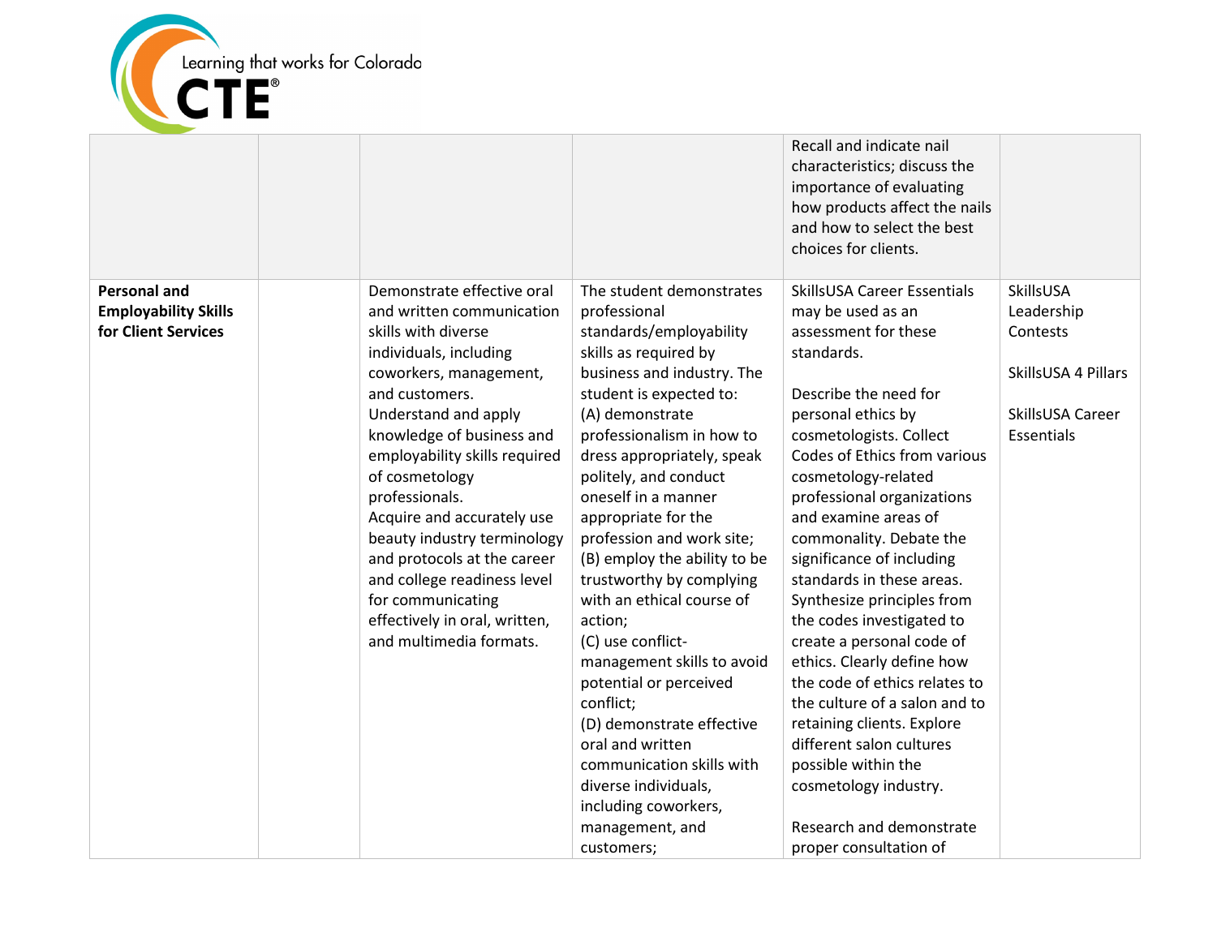| | | | | | |
|---|---|---|---|---|---|
| | | | | Recall and indicate nail characteristics; discuss the importance of evaluating how products affect the nails and how to select the best choices for clients. | |
| **Personal and Employability Skills for Client Services** | | Demonstrate effective oral and written communication skills with diverse individuals, including coworkers, management, and customers.<br>Understand and apply knowledge of business and employability skills required of cosmetology professionals.<br>Acquire and accurately use beauty industry terminology and protocols at the career and college readiness level for communicating effectively in oral, written, and multimedia formats. | The student demonstrates professional standards/employability skills as required by business and industry. The student is expected to:<br>(A) demonstrate professionalism in how to dress appropriately, speak politely, and conduct oneself in a manner appropriate for the profession and work site;<br>(B) employ the ability to be trustworthy by complying with an ethical course of action;<br>(C) use conflict-management skills to avoid potential or perceived conflict;<br>(D) demonstrate effective oral and written communication skills with diverse individuals, including coworkers, management, and customers; | SkillsUSA Career Essentials may be used as an assessment for these standards.<br><br>Describe the need for personal ethics by cosmetologists. Collect Codes of Ethics from various cosmetology-related professional organizations and examine areas of commonality. Debate the significance of including standards in these areas. Synthesize principles from the codes investigated to create a personal code of ethics. Clearly define how the code of ethics relates to the culture of a salon and to retaining clients. Explore different salon cultures possible within the cosmetology industry.<br><br>Research and demonstrate proper consultation of | SkillsUSA Leadership Contests<br><br>SkillsUSA 4 Pillars<br><br>SkillsUSA Career Essentials |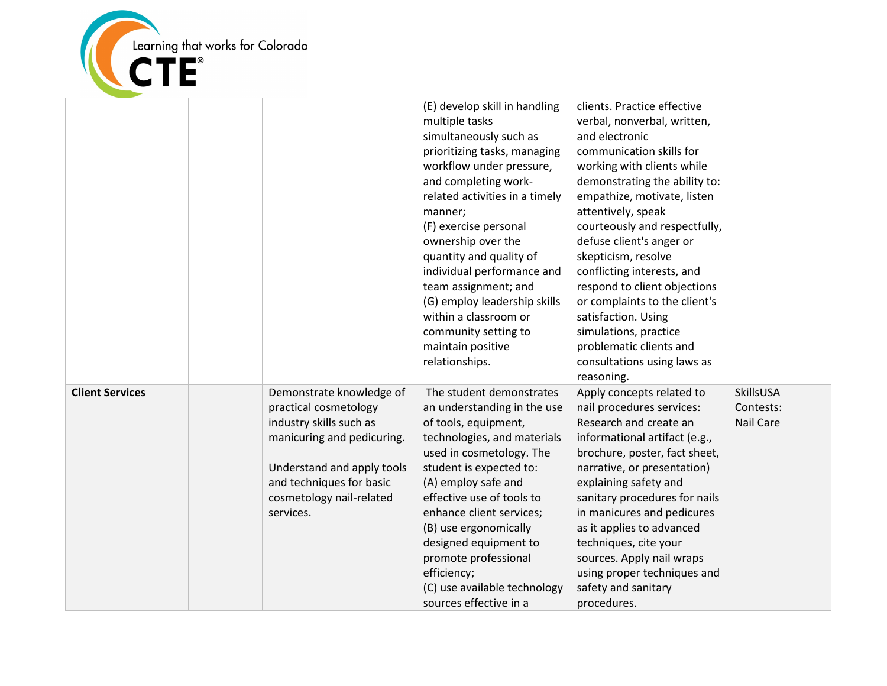| | | | | | |
|---|---|---|---|---|---|
| | | | (E) develop skill in handling multiple tasks simultaneously such as prioritizing tasks, managing workflow under pressure, and completing work-related activities in a timely manner;<br>(F) exercise personal ownership over the quantity and quality of individual performance and team assignment; and<br>(G) employ leadership skills within a classroom or community setting to maintain positive relationships. | clients. Practice effective verbal, nonverbal, written, and electronic communication skills for working with clients while demonstrating the ability to: empathize, motivate, listen attentively, speak courteously and respectfully, defuse client's anger or skepticism, resolve conflicting interests, and respond to client objections or complaints to the client's satisfaction. Using simulations, practice problematic clients and consultations using laws as reasoning. | |
| **Client Services** | | Demonstrate knowledge of practical cosmetology industry skills such as manicuring and pedicuring.<br><br>Understand and apply tools and techniques for basic cosmetology nail-related services. | The student demonstrates an understanding in the use of tools, equipment, technologies, and materials used in cosmetology. The student is expected to:<br>(A) employ safe and effective use of tools to enhance client services;<br>(B) use ergonomically designed equipment to promote professional efficiency;<br>(C) use available technology sources effective in a | Apply concepts related to nail procedures services: Research and create an informational artifact (e.g., brochure, poster, fact sheet, narrative, or presentation) explaining safety and sanitary procedures for nails in manicures and pedicures as it applies to advanced techniques, cite your sources. Apply nail wraps using proper techniques and safety and sanitary procedures. | SkillsUSA Contests: Nail Care |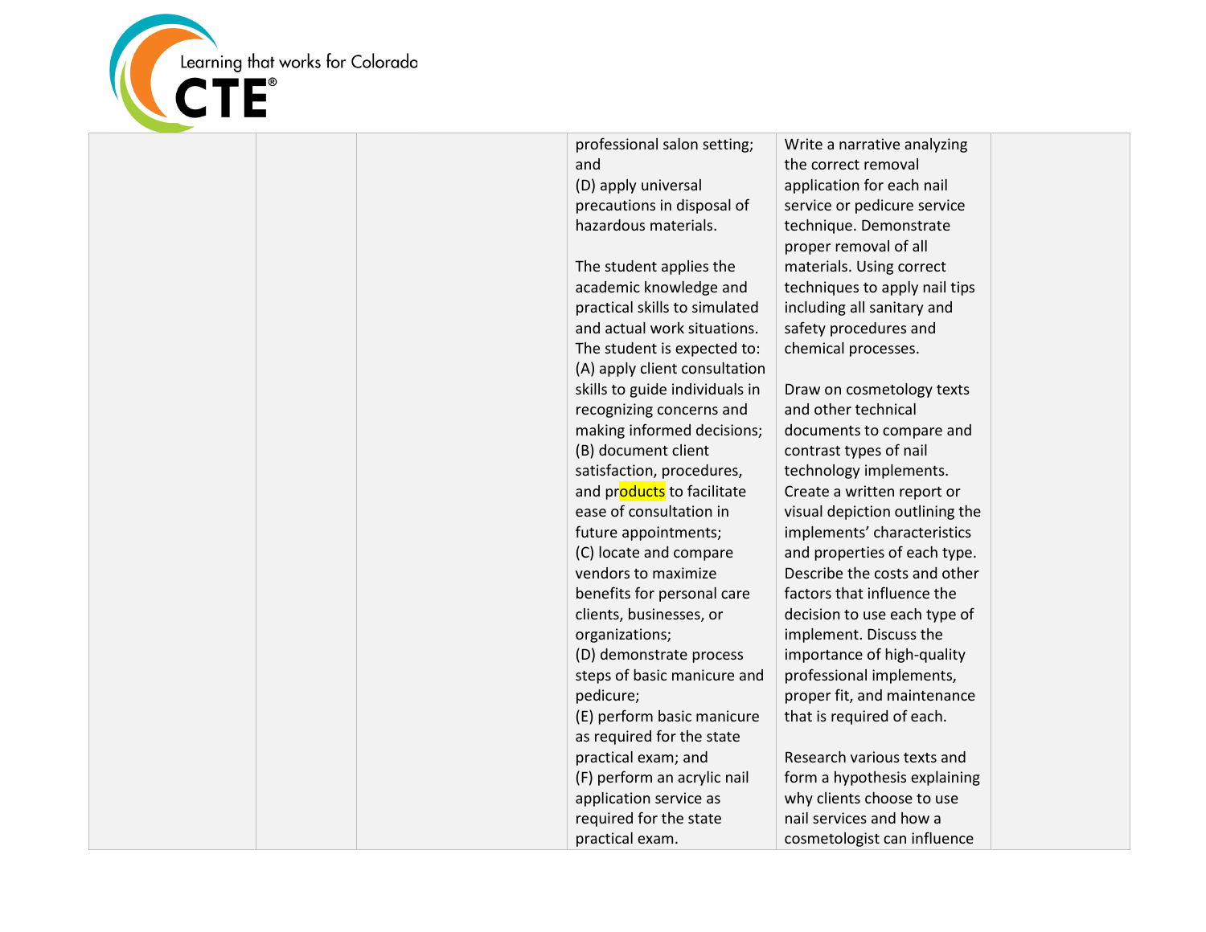| | | | | | |
|---|---|---|---|---|---|
| | | | professional salon setting; and<br>(D) apply universal precautions in disposal of hazardous materials.<br><br>The student applies the academic knowledge and practical skills to simulated and actual work situations. The student is expected to:<br>(A) apply client consultation skills to guide individuals in recognizing concerns and making informed decisions;<br>(B) document client satisfaction, procedures, and products to facilitate ease of consultation in future appointments;<br>(C) locate and compare vendors to maximize benefits for personal care clients, businesses, or organizations;<br>(D) demonstrate process steps of basic manicure and pedicure;<br>(E) perform basic manicure as required for the state practical exam; and<br>(F) perform an acrylic nail application service as required for the state practical exam. | Write a narrative analyzing the correct removal application for each nail service or pedicure service technique. Demonstrate proper removal of all materials. Using correct techniques to apply nail tips including all sanitary and safety procedures and chemical processes.<br><br>Draw on cosmetology texts and other technical documents to compare and contrast types of nail technology implements. Create a written report or visual depiction outlining the implements' characteristics and properties of each type. Describe the costs and other factors that influence the decision to use each type of implement. Discuss the importance of high-quality professional implements, proper fit, and maintenance that is required of each.<br><br>Research various texts and form a hypothesis explaining why clients choose to use nail services and how a cosmetologist can influence | |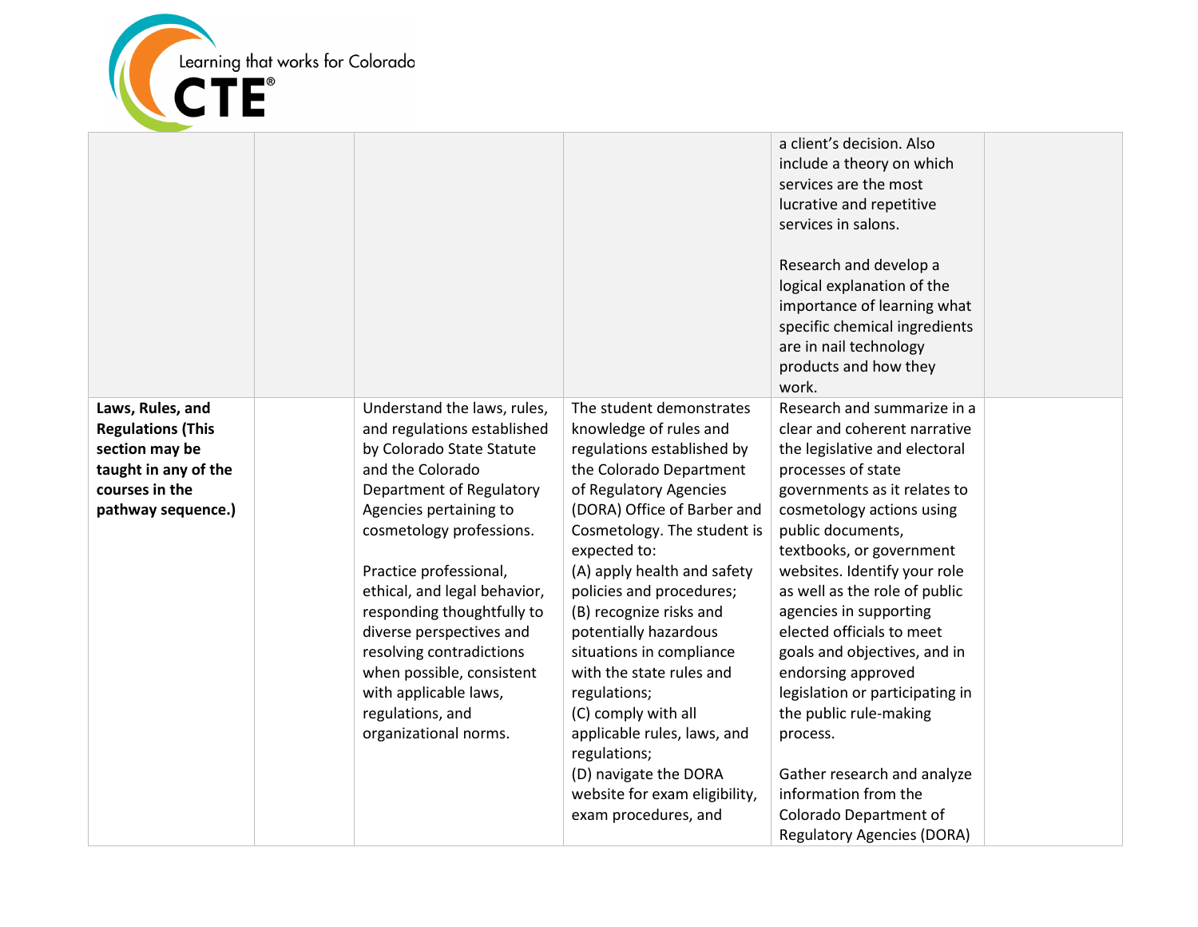| | | | | | |
|---|---|---|---|---|---|
| | | | | a client's decision. Also include a theory on which services are the most lucrative and repetitive services in salons.<br><br>Research and develop a logical explanation of the importance of learning what specific chemical ingredients are in nail technology products and how they work. | |
| **Laws, Rules, and Regulations (This section may be taught in any of the courses in the pathway sequence.)** | | Understand the laws, rules, and regulations established by Colorado State Statute and the Colorado Department of Regulatory Agencies pertaining to cosmetology professions.<br><br>Practice professional, ethical, and legal behavior, responding thoughtfully to diverse perspectives and resolving contradictions when possible, consistent with applicable laws, regulations, and organizational norms. | The student demonstrates knowledge of rules and regulations established by the Colorado Department of Regulatory Agencies (DORA) Office of Barber and Cosmetology. The student is expected to:<br>(A) apply health and safety policies and procedures;<br>(B) recognize risks and potentially hazardous situations in compliance with the state rules and regulations;<br>(C) comply with all applicable rules, laws, and regulations;<br>(D) navigate the DORA website for exam eligibility, exam procedures, and | Research and summarize in a clear and coherent narrative the legislative and electoral processes of state governments as it relates to cosmetology actions using public documents, textbooks, or government websites. Identify your role as well as the role of public agencies in supporting elected officials to meet goals and objectives, and in endorsing approved legislation or participating in the public rule-making process.<br><br>Gather research and analyze information from the Colorado Department of Regulatory Agencies (DORA) | |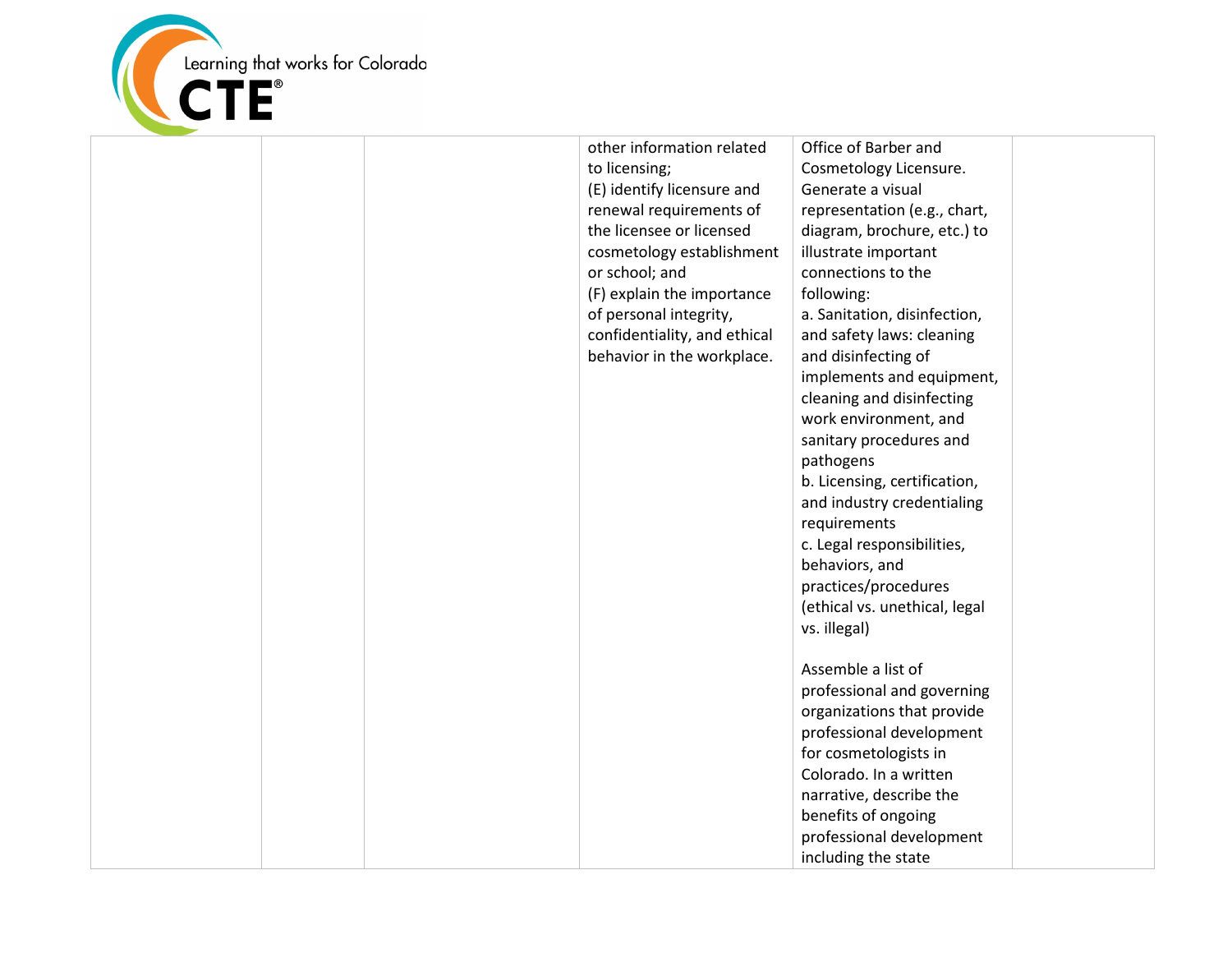|  |  |  | other information related to licensing;<br>(E) identify licensure and renewal requirements of the licensee or licensed cosmetology establishment or school; and<br>(F) explain the importance of personal integrity, confidentiality, and ethical behavior in the workplace. | Office of Barber and Cosmetology Licensure. Generate a visual representation (e.g., chart, diagram, brochure, etc.) to illustrate important connections to the following:<br>a. Sanitation, disinfection, and safety laws: cleaning and disinfecting of implements and equipment, cleaning and disinfecting work environment, and sanitary procedures and pathogens<br>b. Licensing, certification, and industry credentialing requirements<br>c. Legal responsibilities, behaviors, and practices/procedures (ethical vs. unethical, legal vs. illegal)<br><br>Assemble a list of professional and governing organizations that provide professional development for cosmetologists in Colorado. In a written narrative, describe the benefits of ongoing professional development including the state |  |
|---|---|---|---|---|---|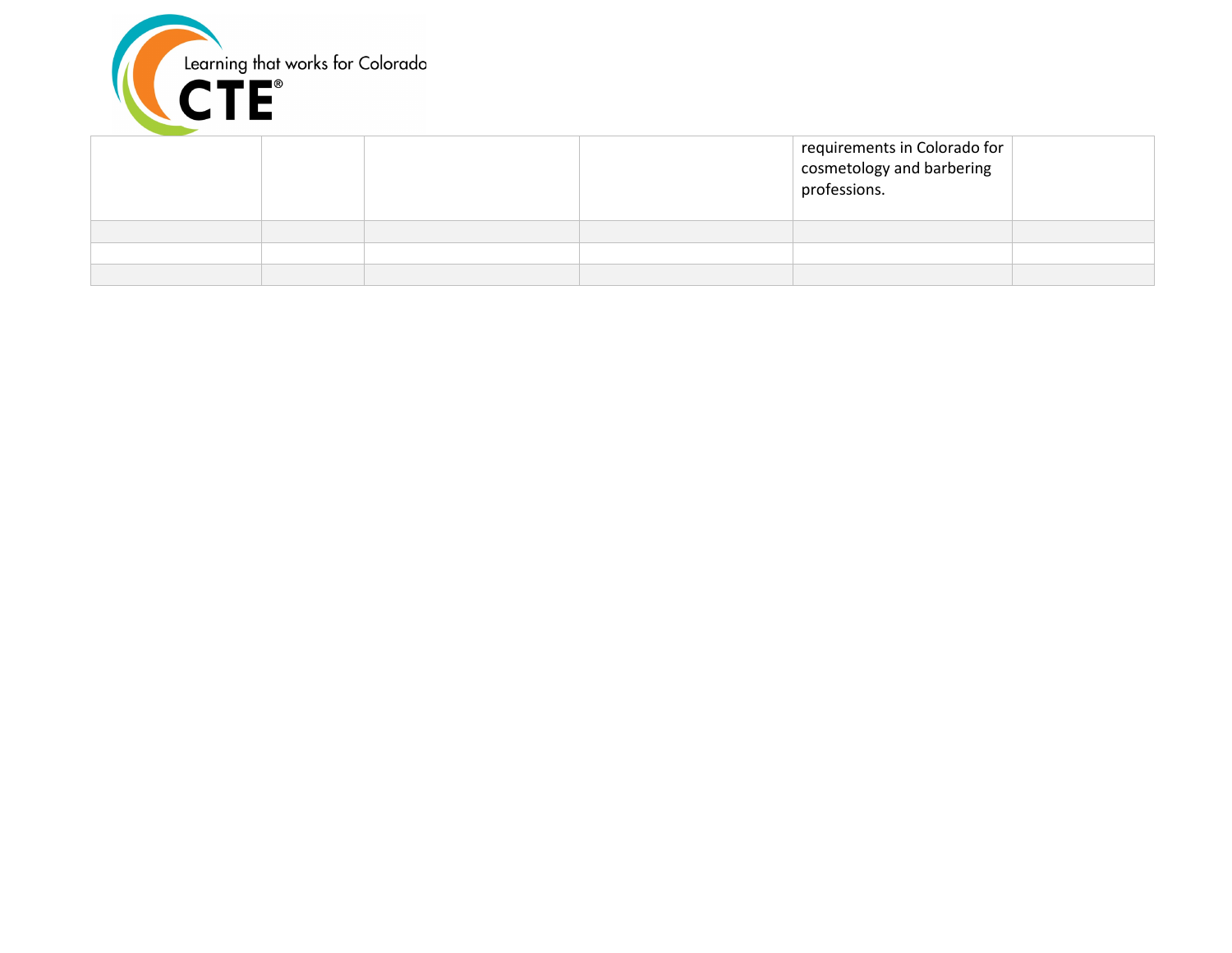| | | | | | |
|---|---|---|---|---|---|
| | | | | requirements in Colorado for cosmetology and barbering professions. | |
| | | | | | |
| | | | | | |
| | | | | | |